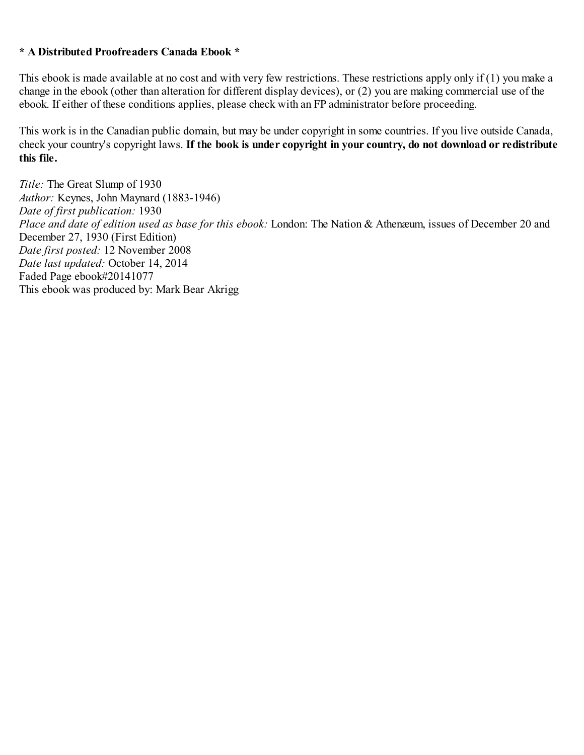**\* A Distributed Proofreaders Canada Ebook \***

This ebook is made available at no cost and with very few restrictions. These restrictions apply only if (1) you make a change in the ebook (other than alteration for different display devices), or (2) you are making commercial use of the ebook. If either of these conditions applies, please check with an FP administrator before proceeding.

This work is in the Canadian public domain, but may be under copyright in some countries. If you live outside Canada, check your country's copyright laws. **If the book is under copyright in your country, do not download or redistribute this file.**

*Title:* The Great Slump of 1930
*Author:* Keynes, John Maynard (1883-1946)
*Date of first publication:* 1930
*Place and date of edition used as base for this ebook:* London: The Nation & Athenæum, issues of December 20 and December 27, 1930 (First Edition)
*Date first posted:* 12 November 2008
*Date last updated:* October 14, 2014
Faded Page ebook#20141077
This ebook was produced by: Mark Bear Akrigg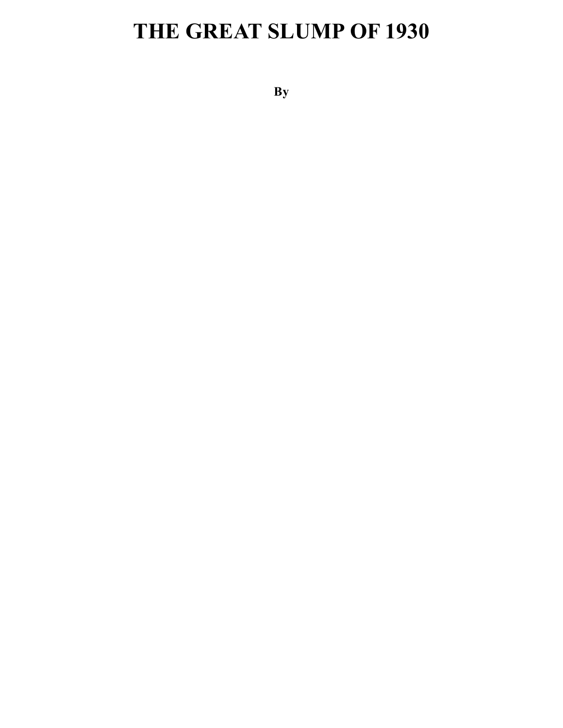# THE GREAT SLUMP OF 1930

**By**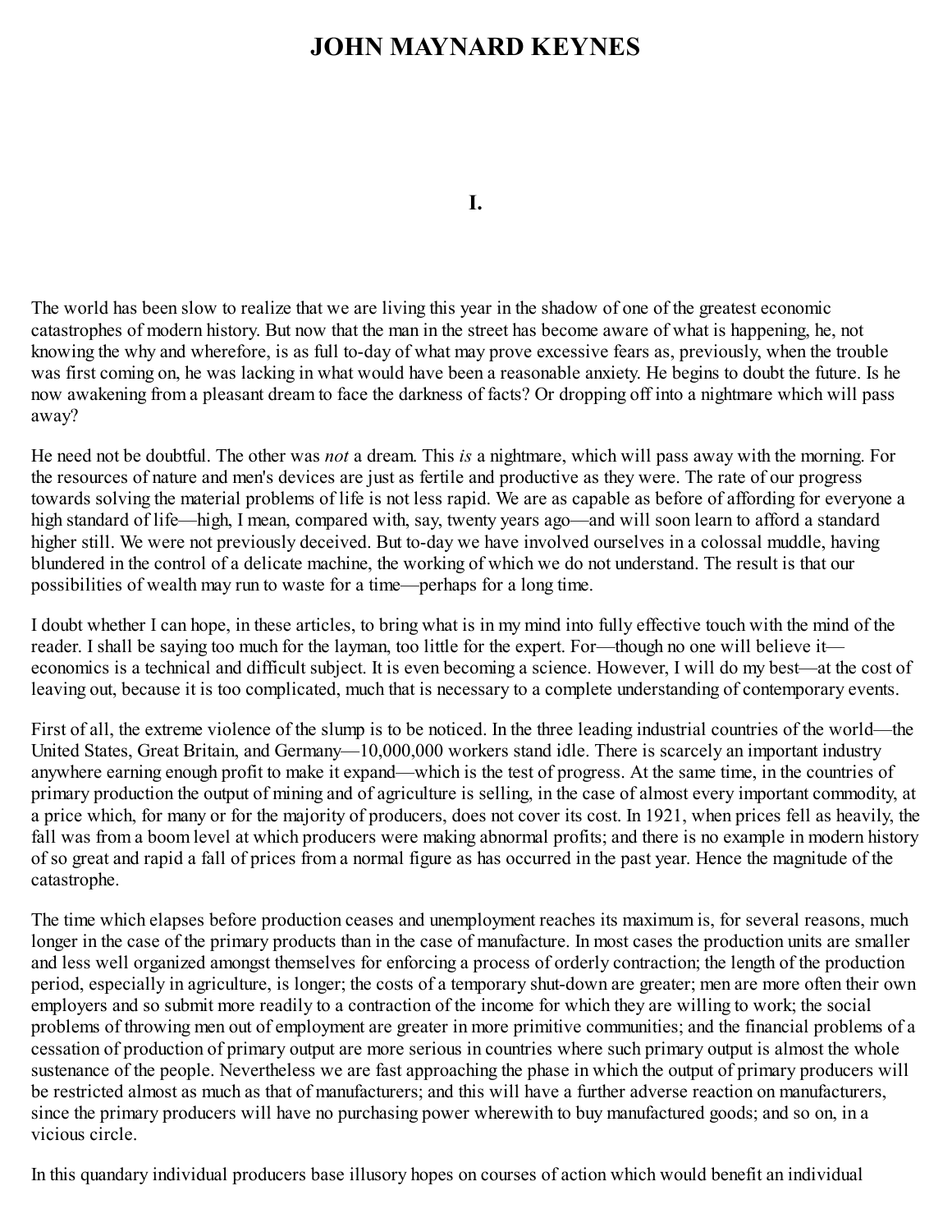# JOHN MAYNARD KEYNES

## I.

The world has been slow to realize that we are living this year in the shadow of one of the greatest economic catastrophes of modern history. But now that the man in the street has become aware of what is happening, he, not knowing the why and wherefore, is as full to-day of what may prove excessive fears as, previously, when the trouble was first coming on, he was lacking in what would have been a reasonable anxiety. He begins to doubt the future. Is he now awakening from a pleasant dream to face the darkness of facts? Or dropping off into a nightmare which will pass away?

He need not be doubtful. The other was *not* a dream. This *is* a nightmare, which will pass away with the morning. For the resources of nature and men's devices are just as fertile and productive as they were. The rate of our progress towards solving the material problems of life is not less rapid. We are as capable as before of affording for everyone a high standard of life—high, I mean, compared with, say, twenty years ago—and will soon learn to afford a standard higher still. We were not previously deceived. But to-day we have involved ourselves in a colossal muddle, having blundered in the control of a delicate machine, the working of which we do not understand. The result is that our possibilities of wealth may run to waste for a time—perhaps for a long time.

I doubt whether I can hope, in these articles, to bring what is in my mind into fully effective touch with the mind of the reader. I shall be saying too much for the layman, too little for the expert. For—though no one will believe it—economics is a technical and difficult subject. It is even becoming a science. However, I will do my best—at the cost of leaving out, because it is too complicated, much that is necessary to a complete understanding of contemporary events.

First of all, the extreme violence of the slump is to be noticed. In the three leading industrial countries of the world—the United States, Great Britain, and Germany—10,000,000 workers stand idle. There is scarcely an important industry anywhere earning enough profit to make it expand—which is the test of progress. At the same time, in the countries of primary production the output of mining and of agriculture is selling, in the case of almost every important commodity, at a price which, for many or for the majority of producers, does not cover its cost. In 1921, when prices fell as heavily, the fall was from a boom level at which producers were making abnormal profits; and there is no example in modern history of so great and rapid a fall of prices from a normal figure as has occurred in the past year. Hence the magnitude of the catastrophe.

The time which elapses before production ceases and unemployment reaches its maximum is, for several reasons, much longer in the case of the primary products than in the case of manufacture. In most cases the production units are smaller and less well organized amongst themselves for enforcing a process of orderly contraction; the length of the production period, especially in agriculture, is longer; the costs of a temporary shut-down are greater; men are more often their own employers and so submit more readily to a contraction of the income for which they are willing to work; the social problems of throwing men out of employment are greater in more primitive communities; and the financial problems of a cessation of production of primary output are more serious in countries where such primary output is almost the whole sustenance of the people. Nevertheless we are fast approaching the phase in which the output of primary producers will be restricted almost as much as that of manufacturers; and this will have a further adverse reaction on manufacturers, since the primary producers will have no purchasing power wherewith to buy manufactured goods; and so on, in a vicious circle.

In this quandary individual producers base illusory hopes on courses of action which would benefit an individual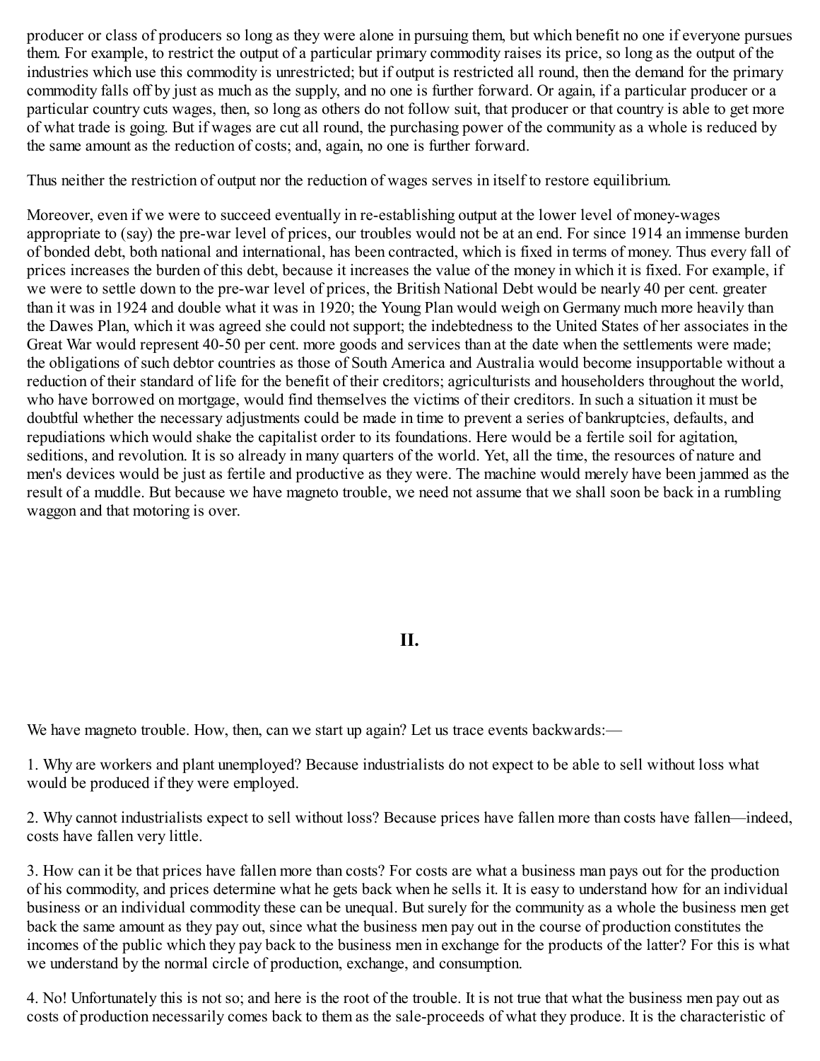producer or class of producers so long as they were alone in pursuing them, but which benefit no one if everyone pursues them. For example, to restrict the output of a particular primary commodity raises its price, so long as the output of the industries which use this commodity is unrestricted; but if output is restricted all round, then the demand for the primary commodity falls off by just as much as the supply, and no one is further forward. Or again, if a particular producer or a particular country cuts wages, then, so long as others do not follow suit, that producer or that country is able to get more of what trade is going. But if wages are cut all round, the purchasing power of the community as a whole is reduced by the same amount as the reduction of costs; and, again, no one is further forward.

Thus neither the restriction of output nor the reduction of wages serves in itself to restore equilibrium.

Moreover, even if we were to succeed eventually in re-establishing output at the lower level of money-wages appropriate to (say) the pre-war level of prices, our troubles would not be at an end. For since 1914 an immense burden of bonded debt, both national and international, has been contracted, which is fixed in terms of money. Thus every fall of prices increases the burden of this debt, because it increases the value of the money in which it is fixed. For example, if we were to settle down to the pre-war level of prices, the British National Debt would be nearly 40 per cent. greater than it was in 1924 and double what it was in 1920; the Young Plan would weigh on Germany much more heavily than the Dawes Plan, which it was agreed she could not support; the indebtedness to the United States of her associates in the Great War would represent 40-50 per cent. more goods and services than at the date when the settlements were made; the obligations of such debtor countries as those of South America and Australia would become insupportable without a reduction of their standard of life for the benefit of their creditors; agriculturists and householders throughout the world, who have borrowed on mortgage, would find themselves the victims of their creditors. In such a situation it must be doubtful whether the necessary adjustments could be made in time to prevent a series of bankruptcies, defaults, and repudiations which would shake the capitalist order to its foundations. Here would be a fertile soil for agitation, seditions, and revolution. It is so already in many quarters of the world. Yet, all the time, the resources of nature and men's devices would be just as fertile and productive as they were. The machine would merely have been jammed as the result of a muddle. But because we have magneto trouble, we need not assume that we shall soon be back in a rumbling waggon and that motoring is over.

## II.

We have magneto trouble. How, then, can we start up again? Let us trace events backwards:—

1. Why are workers and plant unemployed? Because industrialists do not expect to be able to sell without loss what would be produced if they were employed.

2. Why cannot industrialists expect to sell without loss? Because prices have fallen more than costs have fallen—indeed, costs have fallen very little.

3. How can it be that prices have fallen more than costs? For costs are what a business man pays out for the production of his commodity, and prices determine what he gets back when he sells it. It is easy to understand how for an individual business or an individual commodity these can be unequal. But surely for the community as a whole the business men get back the same amount as they pay out, since what the business men pay out in the course of production constitutes the incomes of the public which they pay back to the business men in exchange for the products of the latter? For this is what we understand by the normal circle of production, exchange, and consumption.

4. No! Unfortunately this is not so; and here is the root of the trouble. It is not true that what the business men pay out as costs of production necessarily comes back to them as the sale-proceeds of what they produce. It is the characteristic of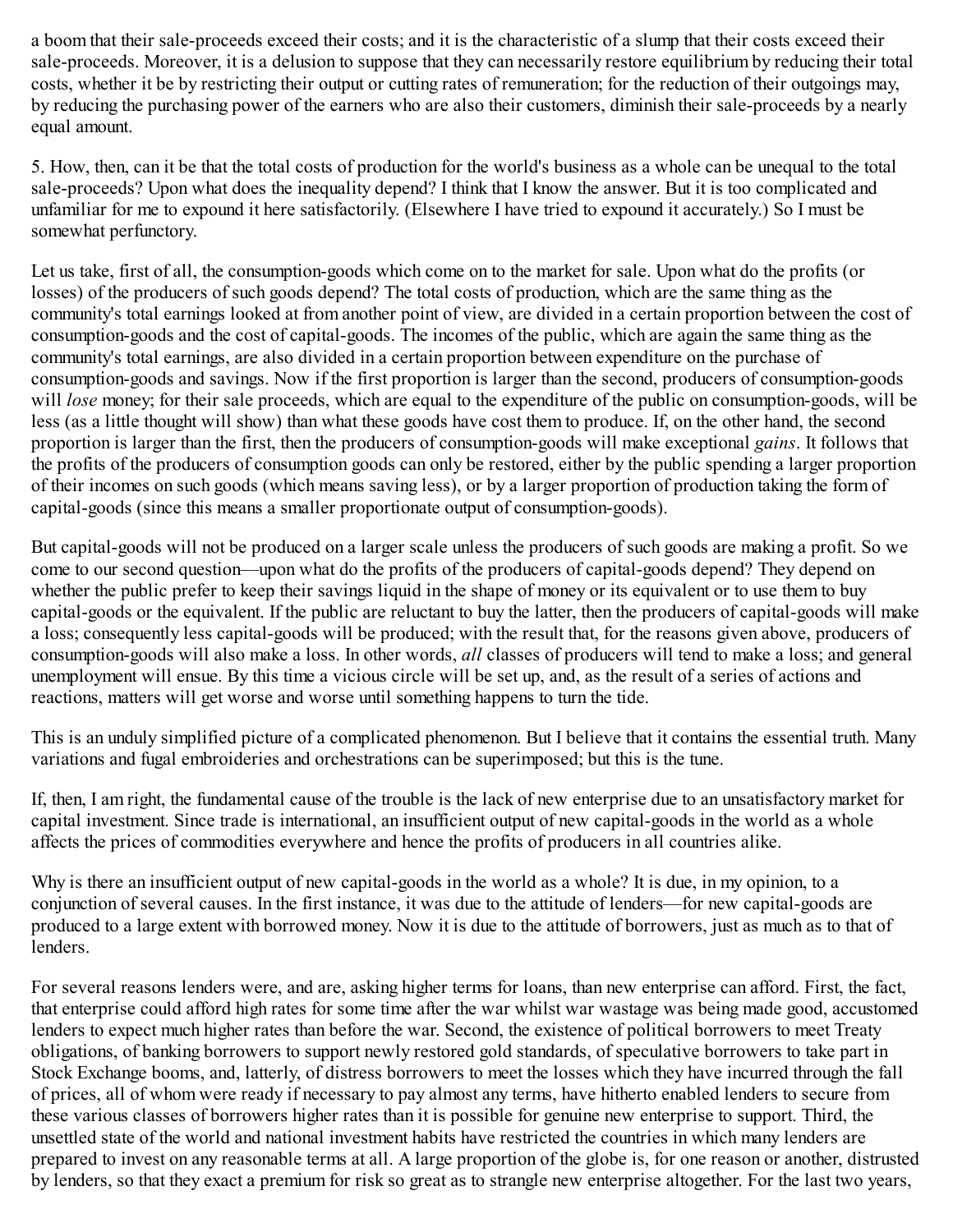a boom that their sale-proceeds exceed their costs; and it is the characteristic of a slump that their costs exceed their sale-proceeds. Moreover, it is a delusion to suppose that they can necessarily restore equilibrium by reducing their total costs, whether it be by restricting their output or cutting rates of remuneration; for the reduction of their outgoings may, by reducing the purchasing power of the earners who are also their customers, diminish their sale-proceeds by a nearly equal amount.

5. How, then, can it be that the total costs of production for the world's business as a whole can be unequal to the total sale-proceeds? Upon what does the inequality depend? I think that I know the answer. But it is too complicated and unfamiliar for me to expound it here satisfactorily. (Elsewhere I have tried to expound it accurately.) So I must be somewhat perfunctory.

Let us take, first of all, the consumption-goods which come on to the market for sale. Upon what do the profits (or losses) of the producers of such goods depend? The total costs of production, which are the same thing as the community's total earnings looked at from another point of view, are divided in a certain proportion between the cost of consumption-goods and the cost of capital-goods. The incomes of the public, which are again the same thing as the community's total earnings, are also divided in a certain proportion between expenditure on the purchase of consumption-goods and savings. Now if the first proportion is larger than the second, producers of consumption-goods will *lose* money; for their sale proceeds, which are equal to the expenditure of the public on consumption-goods, will be less (as a little thought will show) than what these goods have cost them to produce. If, on the other hand, the second proportion is larger than the first, then the producers of consumption-goods will make exceptional *gains*. It follows that the profits of the producers of consumption goods can only be restored, either by the public spending a larger proportion of their incomes on such goods (which means saving less), or by a larger proportion of production taking the form of capital-goods (since this means a smaller proportionate output of consumption-goods).

But capital-goods will not be produced on a larger scale unless the producers of such goods are making a profit. So we come to our second question—upon what do the profits of the producers of capital-goods depend? They depend on whether the public prefer to keep their savings liquid in the shape of money or its equivalent or to use them to buy capital-goods or the equivalent. If the public are reluctant to buy the latter, then the producers of capital-goods will make a loss; consequently less capital-goods will be produced; with the result that, for the reasons given above, producers of consumption-goods will also make a loss. In other words, *all* classes of producers will tend to make a loss; and general unemployment will ensue. By this time a vicious circle will be set up, and, as the result of a series of actions and reactions, matters will get worse and worse until something happens to turn the tide.

This is an unduly simplified picture of a complicated phenomenon. But I believe that it contains the essential truth. Many variations and fugal embroideries and orchestrations can be superimposed; but this is the tune.

If, then, I am right, the fundamental cause of the trouble is the lack of new enterprise due to an unsatisfactory market for capital investment. Since trade is international, an insufficient output of new capital-goods in the world as a whole affects the prices of commodities everywhere and hence the profits of producers in all countries alike.

Why is there an insufficient output of new capital-goods in the world as a whole? It is due, in my opinion, to a conjunction of several causes. In the first instance, it was due to the attitude of lenders—for new capital-goods are produced to a large extent with borrowed money. Now it is due to the attitude of borrowers, just as much as to that of lenders.

For several reasons lenders were, and are, asking higher terms for loans, than new enterprise can afford. First, the fact, that enterprise could afford high rates for some time after the war whilst war wastage was being made good, accustomed lenders to expect much higher rates than before the war. Second, the existence of political borrowers to meet Treaty obligations, of banking borrowers to support newly restored gold standards, of speculative borrowers to take part in Stock Exchange booms, and, latterly, of distress borrowers to meet the losses which they have incurred through the fall of prices, all of whom were ready if necessary to pay almost any terms, have hitherto enabled lenders to secure from these various classes of borrowers higher rates than it is possible for genuine new enterprise to support. Third, the unsettled state of the world and national investment habits have restricted the countries in which many lenders are prepared to invest on any reasonable terms at all. A large proportion of the globe is, for one reason or another, distrusted by lenders, so that they exact a premium for risk so great as to strangle new enterprise altogether. For the last two years,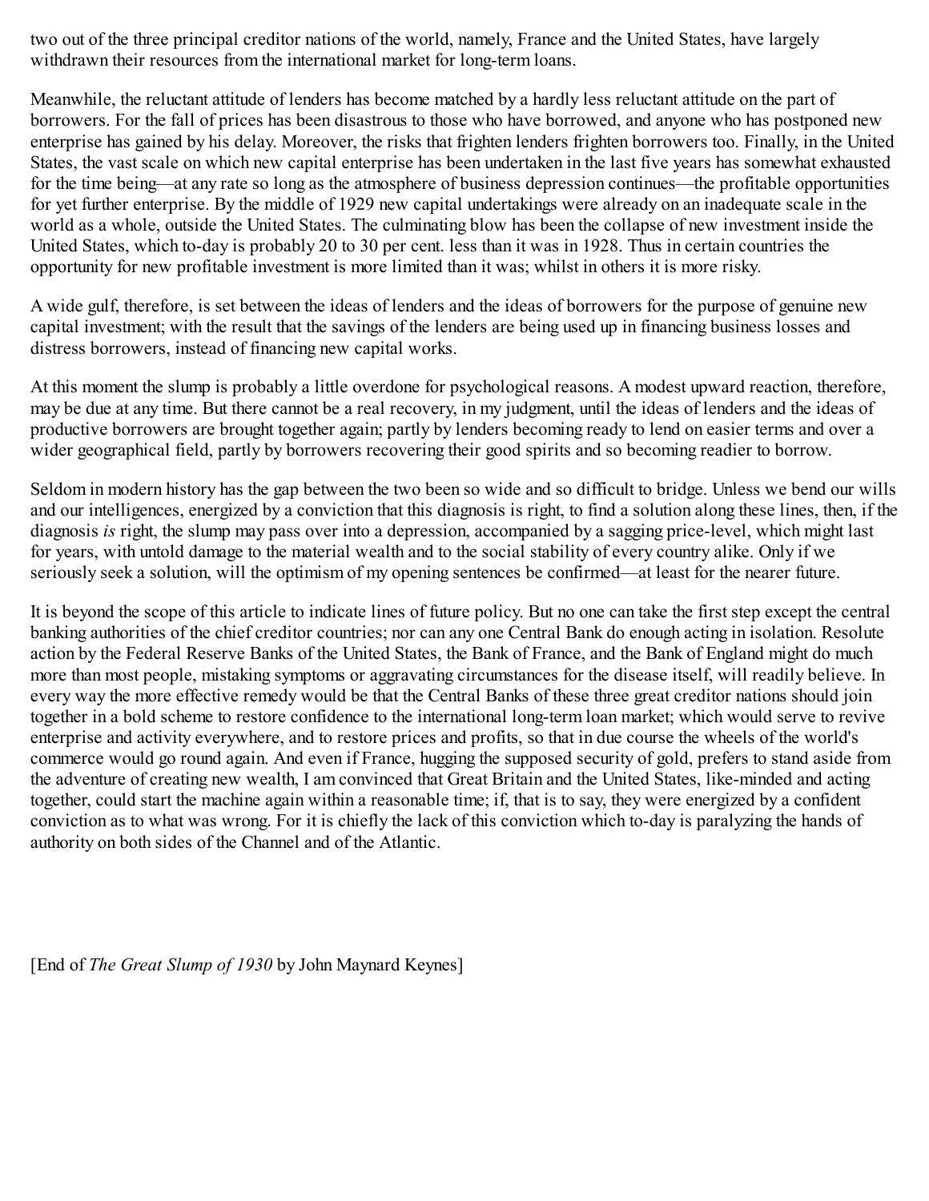two out of the three principal creditor nations of the world, namely, France and the United States, have largely withdrawn their resources from the international market for long-term loans.

Meanwhile, the reluctant attitude of lenders has become matched by a hardly less reluctant attitude on the part of borrowers. For the fall of prices has been disastrous to those who have borrowed, and anyone who has postponed new enterprise has gained by his delay. Moreover, the risks that frighten lenders frighten borrowers too. Finally, in the United States, the vast scale on which new capital enterprise has been undertaken in the last five years has somewhat exhausted for the time being—at any rate so long as the atmosphere of business depression continues—the profitable opportunities for yet further enterprise. By the middle of 1929 new capital undertakings were already on an inadequate scale in the world as a whole, outside the United States. The culminating blow has been the collapse of new investment inside the United States, which to-day is probably 20 to 30 per cent. less than it was in 1928. Thus in certain countries the opportunity for new profitable investment is more limited than it was; whilst in others it is more risky.

A wide gulf, therefore, is set between the ideas of lenders and the ideas of borrowers for the purpose of genuine new capital investment; with the result that the savings of the lenders are being used up in financing business losses and distress borrowers, instead of financing new capital works.

At this moment the slump is probably a little overdone for psychological reasons. A modest upward reaction, therefore, may be due at any time. But there cannot be a real recovery, in my judgment, until the ideas of lenders and the ideas of productive borrowers are brought together again; partly by lenders becoming ready to lend on easier terms and over a wider geographical field, partly by borrowers recovering their good spirits and so becoming readier to borrow.

Seldom in modern history has the gap between the two been so wide and so difficult to bridge. Unless we bend our wills and our intelligences, energized by a conviction that this diagnosis is right, to find a solution along these lines, then, if the diagnosis *is* right, the slump may pass over into a depression, accompanied by a sagging price-level, which might last for years, with untold damage to the material wealth and to the social stability of every country alike. Only if we seriously seek a solution, will the optimism of my opening sentences be confirmed—at least for the nearer future.

It is beyond the scope of this article to indicate lines of future policy. But no one can take the first step except the central banking authorities of the chief creditor countries; nor can any one Central Bank do enough acting in isolation. Resolute action by the Federal Reserve Banks of the United States, the Bank of France, and the Bank of England might do much more than most people, mistaking symptoms or aggravating circumstances for the disease itself, will readily believe. In every way the more effective remedy would be that the Central Banks of these three great creditor nations should join together in a bold scheme to restore confidence to the international long-term loan market; which would serve to revive enterprise and activity everywhere, and to restore prices and profits, so that in due course the wheels of the world's commerce would go round again. And even if France, hugging the supposed security of gold, prefers to stand aside from the adventure of creating new wealth, I am convinced that Great Britain and the United States, like-minded and acting together, could start the machine again within a reasonable time; if, that is to say, they were energized by a confident conviction as to what was wrong. For it is chiefly the lack of this conviction which to-day is paralyzing the hands of authority on both sides of the Channel and of the Atlantic.

[End of *The Great Slump of 1930* by John Maynard Keynes]